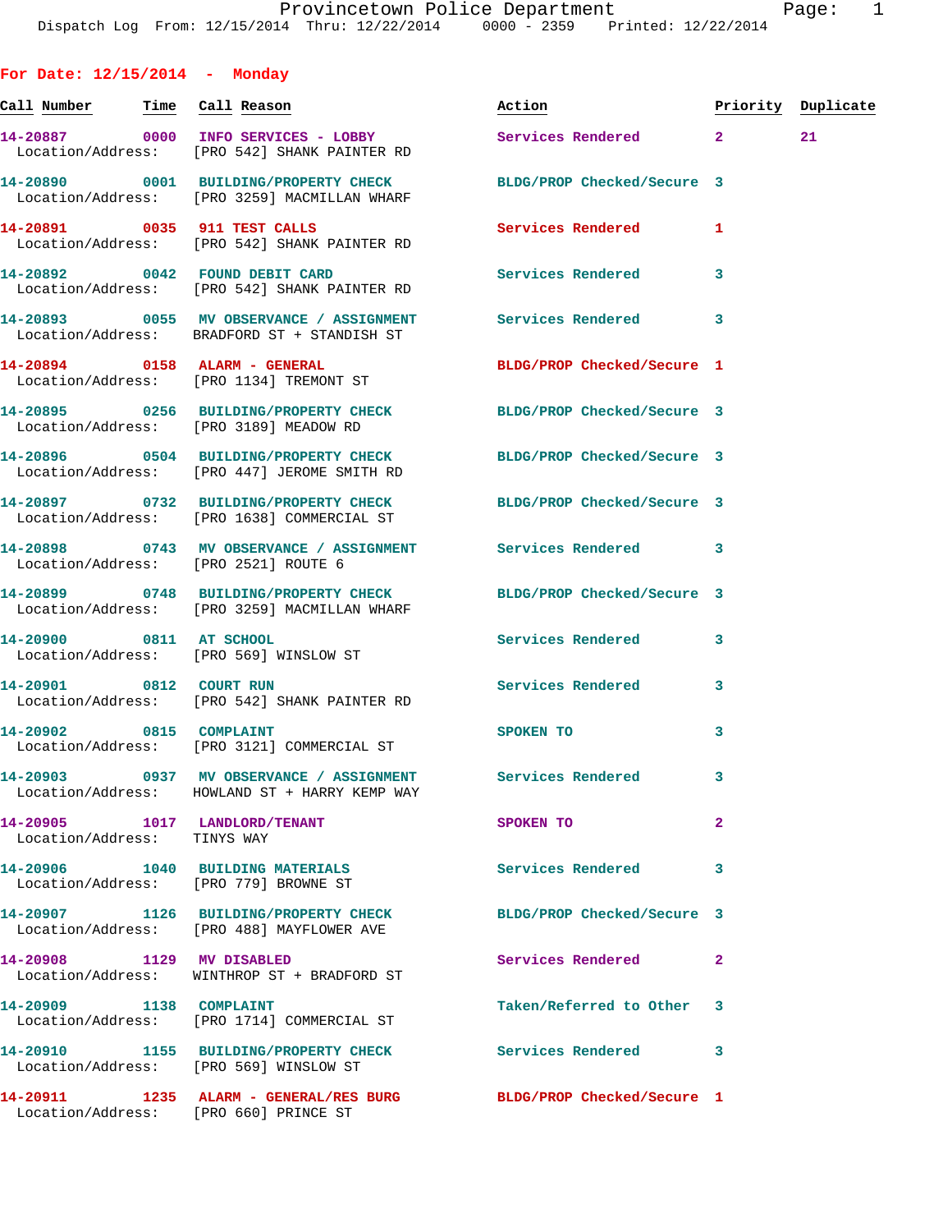## For Date: 12/15/2014 - Monday

| Call Number | Time | Call Reason | Action | Priority | Duplicate |
|---|---|---|---|---|---|
| 14-20887 | 0000 | INFO SERVICES - LOBBY | Services Rendered | 2 | 21 |
| Location/Address: | | [PRO 542] SHANK PAINTER RD | | | |
| 14-20890 | 0001 | BUILDING/PROPERTY CHECK | BLDG/PROP Checked/Secure | 3 | |
| Location/Address: | | [PRO 3259] MACMILLAN WHARF | | | |
| 14-20891 | 0035 | 911 TEST CALLS | Services Rendered | 1 | |
| Location/Address: | | [PRO 542] SHANK PAINTER RD | | | |
| 14-20892 | 0042 | FOUND DEBIT CARD | Services Rendered | 3 | |
| Location/Address: | | [PRO 542] SHANK PAINTER RD | | | |
| 14-20893 | 0055 | MV OBSERVANCE / ASSIGNMENT | Services Rendered | 3 | |
| Location/Address: | | BRADFORD ST + STANDISH ST | | | |
| 14-20894 | 0158 | ALARM - GENERAL | BLDG/PROP Checked/Secure | 1 | |
| Location/Address: | | [PRO 1134] TREMONT ST | | | |
| 14-20895 | 0256 | BUILDING/PROPERTY CHECK | BLDG/PROP Checked/Secure | 3 | |
| Location/Address: | | [PRO 3189] MEADOW RD | | | |
| 14-20896 | 0504 | BUILDING/PROPERTY CHECK | BLDG/PROP Checked/Secure | 3 | |
| Location/Address: | | [PRO 447] JEROME SMITH RD | | | |
| 14-20897 | 0732 | BUILDING/PROPERTY CHECK | BLDG/PROP Checked/Secure | 3 | |
| Location/Address: | | [PRO 1638] COMMERCIAL ST | | | |
| 14-20898 | 0743 | MV OBSERVANCE / ASSIGNMENT | Services Rendered | 3 | |
| Location/Address: | | [PRO 2521] ROUTE 6 | | | |
| 14-20899 | 0748 | BUILDING/PROPERTY CHECK | BLDG/PROP Checked/Secure | 3 | |
| Location/Address: | | [PRO 3259] MACMILLAN WHARF | | | |
| 14-20900 | 0811 | AT SCHOOL | Services Rendered | 3 | |
| Location/Address: | | [PRO 569] WINSLOW ST | | | |
| 14-20901 | 0812 | COURT RUN | Services Rendered | 3 | |
| Location/Address: | | [PRO 542] SHANK PAINTER RD | | | |
| 14-20902 | 0815 | COMPLAINT | SPOKEN TO | 3 | |
| Location/Address: | | [PRO 3121] COMMERCIAL ST | | | |
| 14-20903 | 0937 | MV OBSERVANCE / ASSIGNMENT | Services Rendered | 3 | |
| Location/Address: | | HOWLAND ST + HARRY KEMP WAY | | | |
| 14-20905 | 1017 | LANDLORD/TENANT | SPOKEN TO | 2 | |
| Location/Address: | | TINYS WAY | | | |
| 14-20906 | 1040 | BUILDING MATERIALS | Services Rendered | 3 | |
| Location/Address: | | [PRO 779] BROWNE ST | | | |
| 14-20907 | 1126 | BUILDING/PROPERTY CHECK | BLDG/PROP Checked/Secure | 3 | |
| Location/Address: | | [PRO 488] MAYFLOWER AVE | | | |
| 14-20908 | 1129 | MV DISABLED | Services Rendered | 2 | |
| Location/Address: | | WINTHROP ST + BRADFORD ST | | | |
| 14-20909 | 1138 | COMPLAINT | Taken/Referred to Other | 3 | |
| Location/Address: | | [PRO 1714] COMMERCIAL ST | | | |
| 14-20910 | 1155 | BUILDING/PROPERTY CHECK | Services Rendered | 3 | |
| Location/Address: | | [PRO 569] WINSLOW ST | | | |
| 14-20911 | 1235 | ALARM - GENERAL/RES BURG | BLDG/PROP Checked/Secure | 1 | |
| Location/Address: | | [PRO 660] PRINCE ST | | | |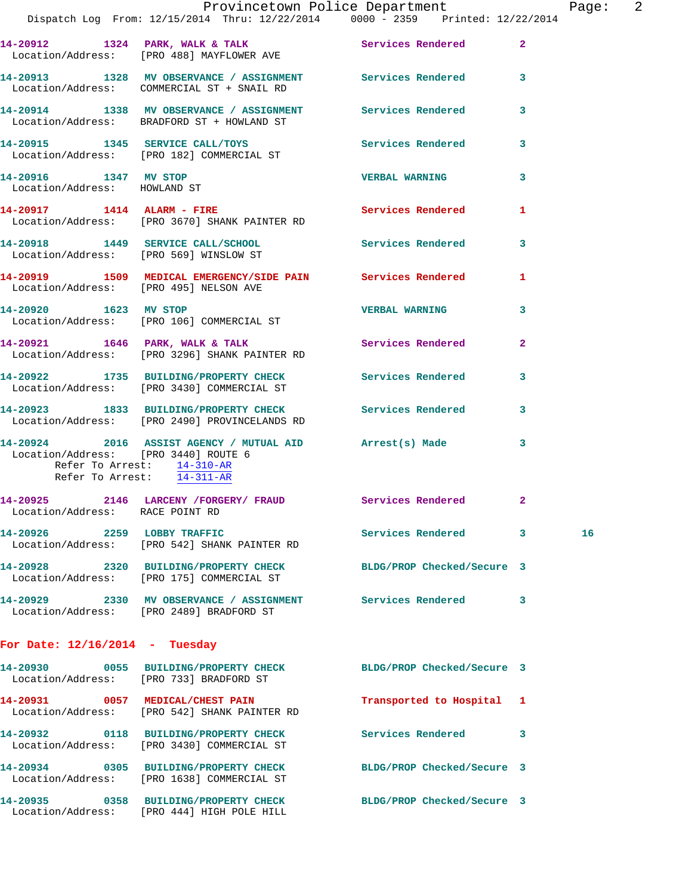14-20912 1324 PARK, WALK & TALK Services Rendered 2
Location/Address: [PRO 488] MAYFLOWER AVE

14-20913 1328 MV OBSERVANCE / ASSIGNMENT Services Rendered 3
Location/Address: COMMERCIAL ST + SNAIL RD

14-20914 1338 MV OBSERVANCE / ASSIGNMENT Services Rendered 3
Location/Address: BRADFORD ST + HOWLAND ST

14-20915 1345 SERVICE CALL/TOYS Services Rendered 3
Location/Address: [PRO 182] COMMERCIAL ST

14-20916 1347 MV STOP VERBAL WARNING 3
Location/Address: HOWLAND ST

14-20917 1414 ALARM - FIRE Services Rendered 1
Location/Address: [PRO 3670] SHANK PAINTER RD

14-20918 1449 SERVICE CALL/SCHOOL Services Rendered 3
Location/Address: [PRO 569] WINSLOW ST

14-20919 1509 MEDICAL EMERGENCY/SIDE PAIN Services Rendered 1
Location/Address: [PRO 495] NELSON AVE

14-20920 1623 MV STOP VERBAL WARNING 3
Location/Address: [PRO 106] COMMERCIAL ST

14-20921 1646 PARK, WALK & TALK Services Rendered 2
Location/Address: [PRO 3296] SHANK PAINTER RD

14-20922 1735 BUILDING/PROPERTY CHECK Services Rendered 3
Location/Address: [PRO 3430] COMMERCIAL ST

14-20923 1833 BUILDING/PROPERTY CHECK Services Rendered 3
Location/Address: [PRO 2490] PROVINCELANDS RD

14-20924 2016 ASSIST AGENCY / MUTUAL AID Arrest(s) Made 3
Location/Address: [PRO 3440] ROUTE 6
Refer To Arrest: 14-310-AR
Refer To Arrest: 14-311-AR

14-20925 2146 LARCENY /FORGERY/ FRAUD Services Rendered 2
Location/Address: RACE POINT RD

14-20926 2259 LOBBY TRAFFIC Services Rendered 3 16
Location/Address: [PRO 542] SHANK PAINTER RD

14-20928 2320 BUILDING/PROPERTY CHECK BLDG/PROP Checked/Secure 3
Location/Address: [PRO 175] COMMERCIAL ST

14-20929 2330 MV OBSERVANCE / ASSIGNMENT Services Rendered 3
Location/Address: [PRO 2489] BRADFORD ST

## For Date: 12/16/2014 - Tuesday

14-20930 0055 BUILDING/PROPERTY CHECK BLDG/PROP Checked/Secure 3
Location/Address: [PRO 733] BRADFORD ST

14-20931 0057 MEDICAL/CHEST PAIN Transported to Hospital 1
Location/Address: [PRO 542] SHANK PAINTER RD

14-20932 0118 BUILDING/PROPERTY CHECK Services Rendered 3
Location/Address: [PRO 3430] COMMERCIAL ST

14-20934 0305 BUILDING/PROPERTY CHECK BLDG/PROP Checked/Secure 3
Location/Address: [PRO 1638] COMMERCIAL ST

14-20935 0358 BUILDING/PROPERTY CHECK BLDG/PROP Checked/Secure 3
Location/Address: [PRO 444] HIGH POLE HILL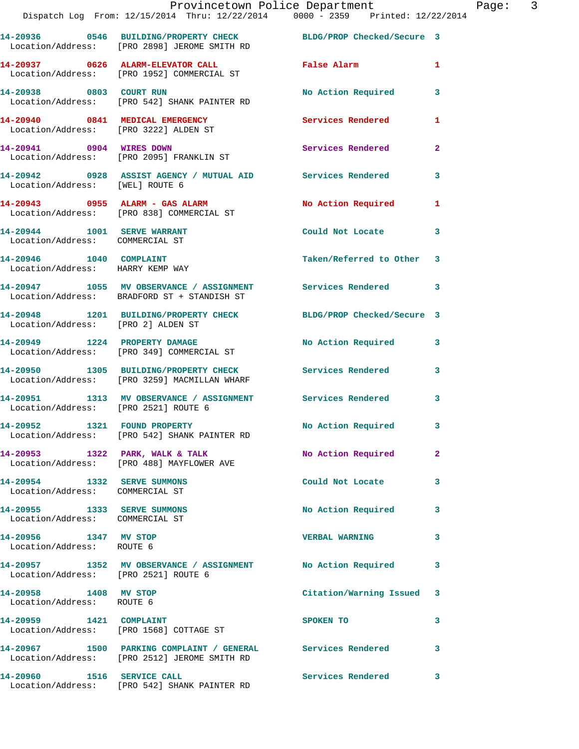14-20936 0546 BUILDING/PROPERTY CHECK BLDG/PROP Checked/Secure 3
Location/Address: [PRO 2898] JEROME SMITH RD

14-20937 0626 ALARM-ELEVATOR CALL False Alarm 1
Location/Address: [PRO 1952] COMMERCIAL ST

14-20938 0803 COURT RUN No Action Required 3
Location/Address: [PRO 542] SHANK PAINTER RD

14-20940 0841 MEDICAL EMERGENCY Services Rendered 1
Location/Address: [PRO 3222] ALDEN ST

14-20941 0904 WIRES DOWN Services Rendered 2
Location/Address: [PRO 2095] FRANKLIN ST

14-20942 0928 ASSIST AGENCY / MUTUAL AID Services Rendered 3
Location/Address: [WEL] ROUTE 6

14-20943 0955 ALARM - GAS ALARM No Action Required 1
Location/Address: [PRO 838] COMMERCIAL ST

14-20944 1001 SERVE WARRANT Could Not Locate 3
Location/Address: COMMERCIAL ST

14-20946 1040 COMPLAINT Taken/Referred to Other 3
Location/Address: HARRY KEMP WAY

14-20947 1055 MV OBSERVANCE / ASSIGNMENT Services Rendered 3
Location/Address: BRADFORD ST + STANDISH ST

14-20948 1201 BUILDING/PROPERTY CHECK BLDG/PROP Checked/Secure 3
Location/Address: [PRO 2] ALDEN ST

14-20949 1224 PROPERTY DAMAGE No Action Required 3
Location/Address: [PRO 349] COMMERCIAL ST

14-20950 1305 BUILDING/PROPERTY CHECK Services Rendered 3
Location/Address: [PRO 3259] MACMILLAN WHARF

14-20951 1313 MV OBSERVANCE / ASSIGNMENT Services Rendered 3
Location/Address: [PRO 2521] ROUTE 6

14-20952 1321 FOUND PROPERTY No Action Required 3
Location/Address: [PRO 542] SHANK PAINTER RD

14-20953 1322 PARK, WALK & TALK No Action Required 2
Location/Address: [PRO 488] MAYFLOWER AVE

14-20954 1332 SERVE SUMMONS Could Not Locate 3
Location/Address: COMMERCIAL ST

14-20955 1333 SERVE SUMMONS No Action Required 3
Location/Address: COMMERCIAL ST

14-20956 1347 MV STOP VERBAL WARNING 3
Location/Address: ROUTE 6

14-20957 1352 MV OBSERVANCE / ASSIGNMENT No Action Required 3
Location/Address: [PRO 2521] ROUTE 6

14-20958 1408 MV STOP Citation/Warning Issued 3
Location/Address: ROUTE 6

14-20959 1421 COMPLAINT SPOKEN TO 3
Location/Address: [PRO 1568] COTTAGE ST

14-20967 1500 PARKING COMPLAINT / GENERAL Services Rendered 3
Location/Address: [PRO 2512] JEROME SMITH RD

14-20960 1516 SERVICE CALL Services Rendered 3
Location/Address: [PRO 542] SHANK PAINTER RD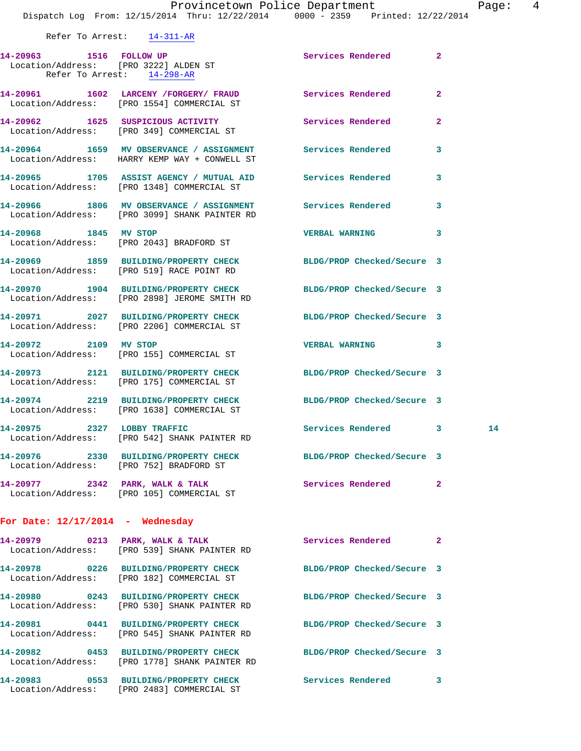Refer To Arrest: 14-311-AR

**14-20963** 1516 **FOLLOW UP** Services Rendered 2
Location/Address: [PRO 3222] ALDEN ST
Refer To Arrest: 14-298-AR

**14-20961** 1602 **LARCENY /FORGERY/ FRAUD** Services Rendered 2
Location/Address: [PRO 1554] COMMERCIAL ST

**14-20962** 1625 **SUSPICIOUS ACTIVITY** Services Rendered 2
Location/Address: [PRO 349] COMMERCIAL ST

**14-20964** 1659 **MV OBSERVANCE / ASSIGNMENT** Services Rendered 3
Location/Address: HARRY KEMP WAY + CONWELL ST

**14-20965** 1705 **ASSIST AGENCY / MUTUAL AID** Services Rendered 3
Location/Address: [PRO 1348] COMMERCIAL ST

**14-20966** 1806 **MV OBSERVANCE / ASSIGNMENT** Services Rendered 3
Location/Address: [PRO 3099] SHANK PAINTER RD

**14-20968** 1845 **MV STOP** VERBAL WARNING 3
Location/Address: [PRO 2043] BRADFORD ST

**14-20969** 1859 **BUILDING/PROPERTY CHECK** BLDG/PROP Checked/Secure 3
Location/Address: [PRO 519] RACE POINT RD

**14-20970** 1904 **BUILDING/PROPERTY CHECK** BLDG/PROP Checked/Secure 3
Location/Address: [PRO 2898] JEROME SMITH RD

**14-20971** 2027 **BUILDING/PROPERTY CHECK** BLDG/PROP Checked/Secure 3
Location/Address: [PRO 2206] COMMERCIAL ST

**14-20972** 2109 **MV STOP** VERBAL WARNING 3
Location/Address: [PRO 155] COMMERCIAL ST

**14-20973** 2121 **BUILDING/PROPERTY CHECK** BLDG/PROP Checked/Secure 3
Location/Address: [PRO 175] COMMERCIAL ST

**14-20974** 2219 **BUILDING/PROPERTY CHECK** BLDG/PROP Checked/Secure 3
Location/Address: [PRO 1638] COMMERCIAL ST

**14-20975** 2327 **LOBBY TRAFFIC** Services Rendered 3 14
Location/Address: [PRO 542] SHANK PAINTER RD

**14-20976** 2330 **BUILDING/PROPERTY CHECK** BLDG/PROP Checked/Secure 3
Location/Address: [PRO 752] BRADFORD ST

**14-20977** 2342 **PARK, WALK & TALK** Services Rendered 2
Location/Address: [PRO 105] COMMERCIAL ST

## For Date: 12/17/2014 - Wednesday

**14-20979** 0213 **PARK, WALK & TALK** Services Rendered 2
Location/Address: [PRO 539] SHANK PAINTER RD

**14-20978** 0226 **BUILDING/PROPERTY CHECK** BLDG/PROP Checked/Secure 3
Location/Address: [PRO 182] COMMERCIAL ST

**14-20980** 0243 **BUILDING/PROPERTY CHECK** BLDG/PROP Checked/Secure 3
Location/Address: [PRO 530] SHANK PAINTER RD

**14-20981** 0441 **BUILDING/PROPERTY CHECK** BLDG/PROP Checked/Secure 3
Location/Address: [PRO 545] SHANK PAINTER RD

**14-20982** 0453 **BUILDING/PROPERTY CHECK** BLDG/PROP Checked/Secure 3
Location/Address: [PRO 1778] SHANK PAINTER RD

**14-20983** 0553 **BUILDING/PROPERTY CHECK** Services Rendered 3
Location/Address: [PRO 2483] COMMERCIAL ST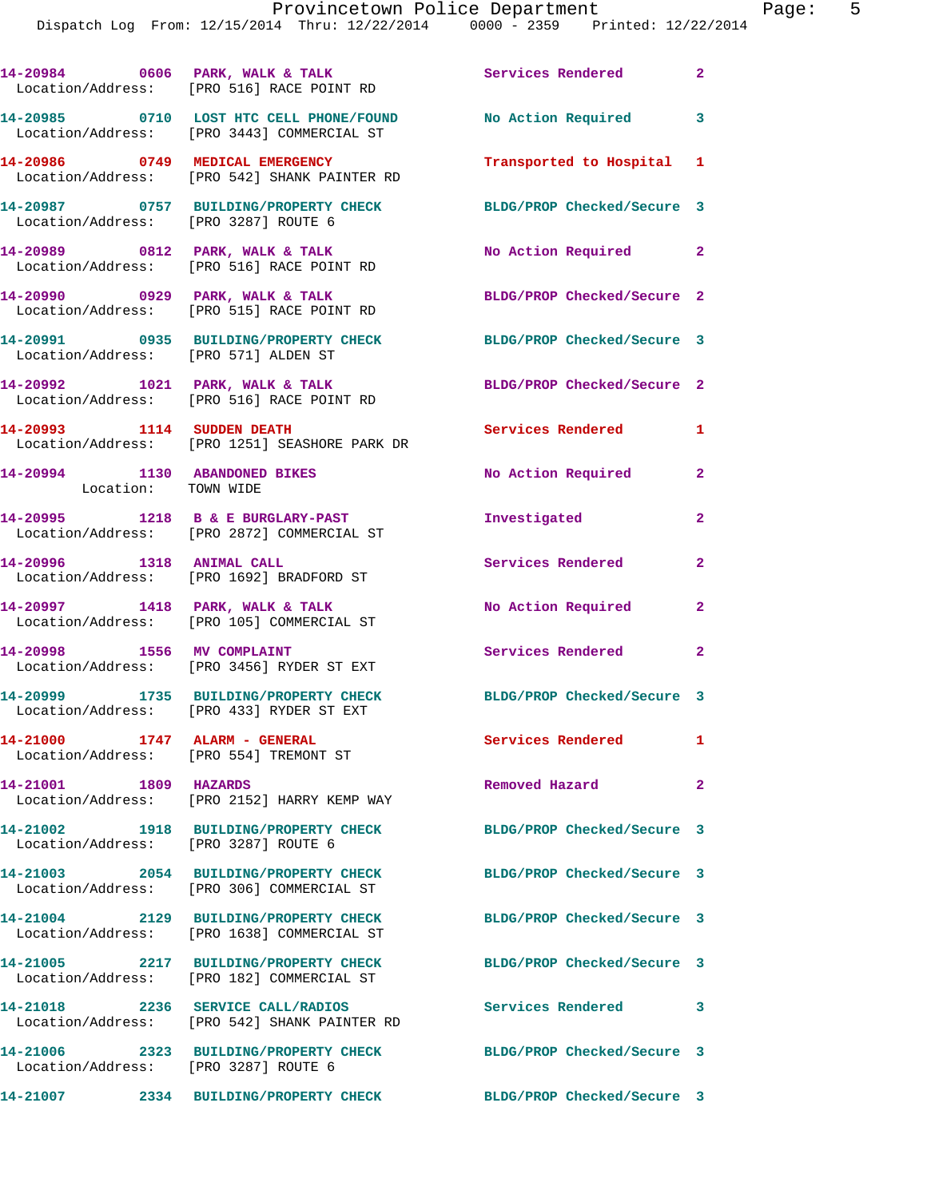14-20984 0606 PARK, WALK & TALK Services Rendered 2
Location/Address: [PRO 516] RACE POINT RD

14-20985 0710 LOST HTC CELL PHONE/FOUND No Action Required 3
Location/Address: [PRO 3443] COMMERCIAL ST

14-20986 0749 MEDICAL EMERGENCY Transported to Hospital 1
Location/Address: [PRO 542] SHANK PAINTER RD

14-20987 0757 BUILDING/PROPERTY CHECK BLDG/PROP Checked/Secure 3
Location/Address: [PRO 3287] ROUTE 6

14-20989 0812 PARK, WALK & TALK No Action Required 2
Location/Address: [PRO 516] RACE POINT RD

14-20990 0929 PARK, WALK & TALK BLDG/PROP Checked/Secure 2
Location/Address: [PRO 515] RACE POINT RD

14-20991 0935 BUILDING/PROPERTY CHECK BLDG/PROP Checked/Secure 3
Location/Address: [PRO 571] ALDEN ST

14-20992 1021 PARK, WALK & TALK BLDG/PROP Checked/Secure 2
Location/Address: [PRO 516] RACE POINT RD

14-20993 1114 SUDDEN DEATH Services Rendered 1
Location/Address: [PRO 1251] SEASHORE PARK DR

14-20994 1130 ABANDONED BIKES No Action Required 2
Location: TOWN WIDE

14-20995 1218 B & E BURGLARY-PAST Investigated 2
Location/Address: [PRO 2872] COMMERCIAL ST

14-20996 1318 ANIMAL CALL Services Rendered 2
Location/Address: [PRO 1692] BRADFORD ST

14-20997 1418 PARK, WALK & TALK No Action Required 2
Location/Address: [PRO 105] COMMERCIAL ST

14-20998 1556 MV COMPLAINT Services Rendered 2
Location/Address: [PRO 3456] RYDER ST EXT

14-20999 1735 BUILDING/PROPERTY CHECK BLDG/PROP Checked/Secure 3
Location/Address: [PRO 433] RYDER ST EXT

14-21000 1747 ALARM - GENERAL Services Rendered 1
Location/Address: [PRO 554] TREMONT ST

14-21001 1809 HAZARDS Removed Hazard 2
Location/Address: [PRO 2152] HARRY KEMP WAY

14-21002 1918 BUILDING/PROPERTY CHECK BLDG/PROP Checked/Secure 3
Location/Address: [PRO 3287] ROUTE 6

14-21003 2054 BUILDING/PROPERTY CHECK BLDG/PROP Checked/Secure 3
Location/Address: [PRO 306] COMMERCIAL ST

14-21004 2129 BUILDING/PROPERTY CHECK BLDG/PROP Checked/Secure 3
Location/Address: [PRO 1638] COMMERCIAL ST

14-21005 2217 BUILDING/PROPERTY CHECK BLDG/PROP Checked/Secure 3
Location/Address: [PRO 182] COMMERCIAL ST

14-21018 2236 SERVICE CALL/RADIOS Services Rendered 3
Location/Address: [PRO 542] SHANK PAINTER RD

14-21006 2323 BUILDING/PROPERTY CHECK BLDG/PROP Checked/Secure 3
Location/Address: [PRO 3287] ROUTE 6

14-21007 2334 BUILDING/PROPERTY CHECK BLDG/PROP Checked/Secure 3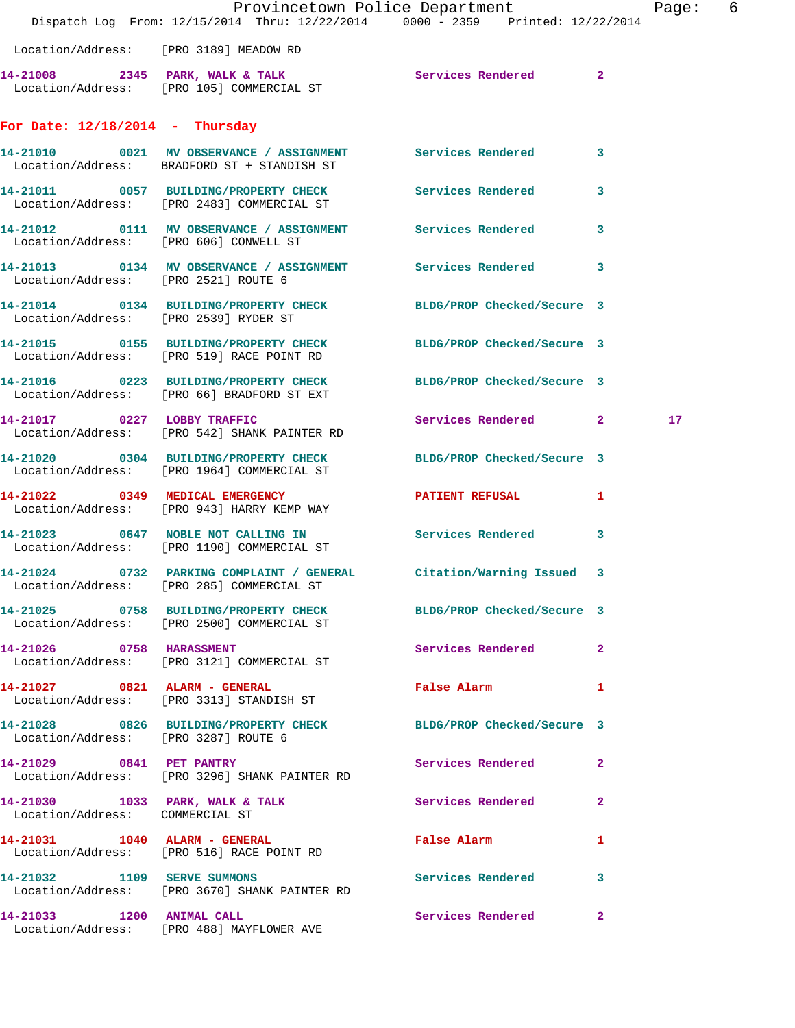Location/Address: [PRO 3189] MEADOW RD

14-21008 2345 PARK, WALK & TALK Services Rendered 2
Location/Address: [PRO 105] COMMERCIAL ST

## For Date: 12/18/2014 - Thursday

14-21010 0021 MV OBSERVANCE / ASSIGNMENT Services Rendered 3
Location/Address: BRADFORD ST + STANDISH ST

14-21011 0057 BUILDING/PROPERTY CHECK Services Rendered 3
Location/Address: [PRO 2483] COMMERCIAL ST

14-21012 0111 MV OBSERVANCE / ASSIGNMENT Services Rendered 3
Location/Address: [PRO 606] CONWELL ST

14-21013 0134 MV OBSERVANCE / ASSIGNMENT Services Rendered 3
Location/Address: [PRO 2521] ROUTE 6

14-21014 0134 BUILDING/PROPERTY CHECK BLDG/PROP Checked/Secure 3
Location/Address: [PRO 2539] RYDER ST

14-21015 0155 BUILDING/PROPERTY CHECK BLDG/PROP Checked/Secure 3
Location/Address: [PRO 519] RACE POINT RD

14-21016 0223 BUILDING/PROPERTY CHECK BLDG/PROP Checked/Secure 3
Location/Address: [PRO 66] BRADFORD ST EXT

14-21017 0227 LOBBY TRAFFIC Services Rendered 2 17
Location/Address: [PRO 542] SHANK PAINTER RD

14-21020 0304 BUILDING/PROPERTY CHECK BLDG/PROP Checked/Secure 3
Location/Address: [PRO 1964] COMMERCIAL ST

14-21022 0349 MEDICAL EMERGENCY PATIENT REFUSAL 1
Location/Address: [PRO 943] HARRY KEMP WAY

14-21023 0647 NOBLE NOT CALLING IN Services Rendered 3
Location/Address: [PRO 1190] COMMERCIAL ST

14-21024 0732 PARKING COMPLAINT / GENERAL Citation/Warning Issued 3
Location/Address: [PRO 285] COMMERCIAL ST

14-21025 0758 BUILDING/PROPERTY CHECK BLDG/PROP Checked/Secure 3
Location/Address: [PRO 2500] COMMERCIAL ST

14-21026 0758 HARASSMENT Services Rendered 2
Location/Address: [PRO 3121] COMMERCIAL ST

14-21027 0821 ALARM - GENERAL False Alarm 1
Location/Address: [PRO 3313] STANDISH ST

14-21028 0826 BUILDING/PROPERTY CHECK BLDG/PROP Checked/Secure 3
Location/Address: [PRO 3287] ROUTE 6

14-21029 0841 PET PANTRY Services Rendered 2
Location/Address: [PRO 3296] SHANK PAINTER RD

14-21030 1033 PARK, WALK & TALK Services Rendered 2
Location/Address: COMMERCIAL ST

14-21031 1040 ALARM - GENERAL False Alarm 1
Location/Address: [PRO 516] RACE POINT RD

14-21032 1109 SERVE SUMMONS Services Rendered 3
Location/Address: [PRO 3670] SHANK PAINTER RD

14-21033 1200 ANIMAL CALL Services Rendered 2
Location/Address: [PRO 488] MAYFLOWER AVE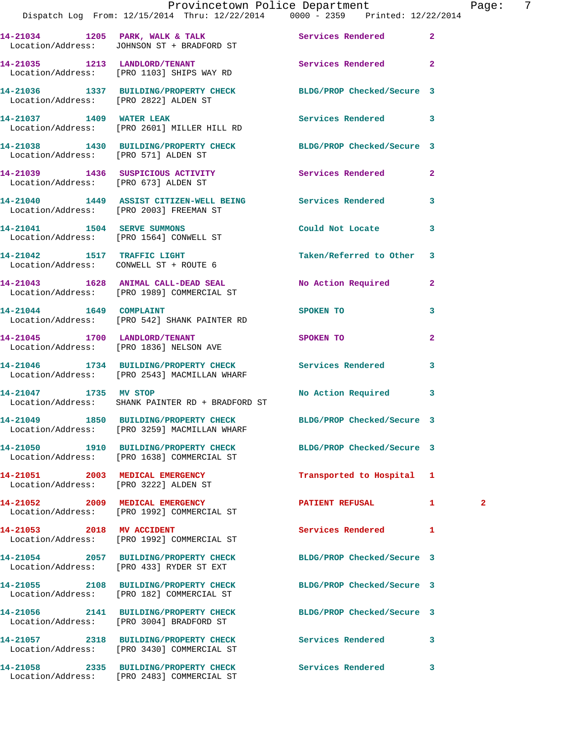| Call Number | Time | Call Reason | Action | Priority | |
|---|---|---|---|---|---|
| 14-21034 | 1205 | PARK, WALK & TALK | Services Rendered | 2 | |
| Location/Address: | | JOHNSON ST + BRADFORD ST | | | |
| 14-21035 | 1213 | LANDLORD/TENANT | Services Rendered | 2 | |
| Location/Address: | | [PRO 1103] SHIPS WAY RD | | | |
| 14-21036 | 1337 | BUILDING/PROPERTY CHECK | BLDG/PROP Checked/Secure | 3 | |
| Location/Address: | | [PRO 2822] ALDEN ST | | | |
| 14-21037 | 1409 | WATER LEAK | Services Rendered | 3 | |
| Location/Address: | | [PRO 2601] MILLER HILL RD | | | |
| 14-21038 | 1430 | BUILDING/PROPERTY CHECK | BLDG/PROP Checked/Secure | 3 | |
| Location/Address: | | [PRO 571] ALDEN ST | | | |
| 14-21039 | 1436 | SUSPICIOUS ACTIVITY | Services Rendered | 2 | |
| Location/Address: | | [PRO 673] ALDEN ST | | | |
| 14-21040 | 1449 | ASSIST CITIZEN-WELL BEING | Services Rendered | 3 | |
| Location/Address: | | [PRO 2003] FREEMAN ST | | | |
| 14-21041 | 1504 | SERVE SUMMONS | Could Not Locate | 3 | |
| Location/Address: | | [PRO 1564] CONWELL ST | | | |
| 14-21042 | 1517 | TRAFFIC LIGHT | Taken/Referred to Other | 3 | |
| Location/Address: | | CONWELL ST + ROUTE 6 | | | |
| 14-21043 | 1628 | ANIMAL CALL-DEAD SEAL | No Action Required | 2 | |
| Location/Address: | | [PRO 1989] COMMERCIAL ST | | | |
| 14-21044 | 1649 | COMPLAINT | SPOKEN TO | 3 | |
| Location/Address: | | [PRO 542] SHANK PAINTER RD | | | |
| 14-21045 | 1700 | LANDLORD/TENANT | SPOKEN TO | 2 | |
| Location/Address: | | [PRO 1836] NELSON AVE | | | |
| 14-21046 | 1734 | BUILDING/PROPERTY CHECK | Services Rendered | 3 | |
| Location/Address: | | [PRO 2543] MACMILLAN WHARF | | | |
| 14-21047 | 1735 | MV STOP | No Action Required | 3 | |
| Location/Address: | | SHANK PAINTER RD + BRADFORD ST | | | |
| 14-21049 | 1850 | BUILDING/PROPERTY CHECK | BLDG/PROP Checked/Secure | 3 | |
| Location/Address: | | [PRO 3259] MACMILLAN WHARF | | | |
| 14-21050 | 1910 | BUILDING/PROPERTY CHECK | BLDG/PROP Checked/Secure | 3 | |
| Location/Address: | | [PRO 1638] COMMERCIAL ST | | | |
| 14-21051 | 2003 | MEDICAL EMERGENCY | Transported to Hospital | 1 | |
| Location/Address: | | [PRO 3222] ALDEN ST | | | |
| 14-21052 | 2009 | MEDICAL EMERGENCY | PATIENT REFUSAL | 1 | 2 |
| Location/Address: | | [PRO 1992] COMMERCIAL ST | | | |
| 14-21053 | 2018 | MV ACCIDENT | Services Rendered | 1 | |
| Location/Address: | | [PRO 1992] COMMERCIAL ST | | | |
| 14-21054 | 2057 | BUILDING/PROPERTY CHECK | BLDG/PROP Checked/Secure | 3 | |
| Location/Address: | | [PRO 433] RYDER ST EXT | | | |
| 14-21055 | 2108 | BUILDING/PROPERTY CHECK | BLDG/PROP Checked/Secure | 3 | |
| Location/Address: | | [PRO 182] COMMERCIAL ST | | | |
| 14-21056 | 2141 | BUILDING/PROPERTY CHECK | BLDG/PROP Checked/Secure | 3 | |
| Location/Address: | | [PRO 3004] BRADFORD ST | | | |
| 14-21057 | 2318 | BUILDING/PROPERTY CHECK | Services Rendered | 3 | |
| Location/Address: | | [PRO 3430] COMMERCIAL ST | | | |
| 14-21058 | 2335 | BUILDING/PROPERTY CHECK | Services Rendered | 3 | |
| Location/Address: | | [PRO 2483] COMMERCIAL ST | | | |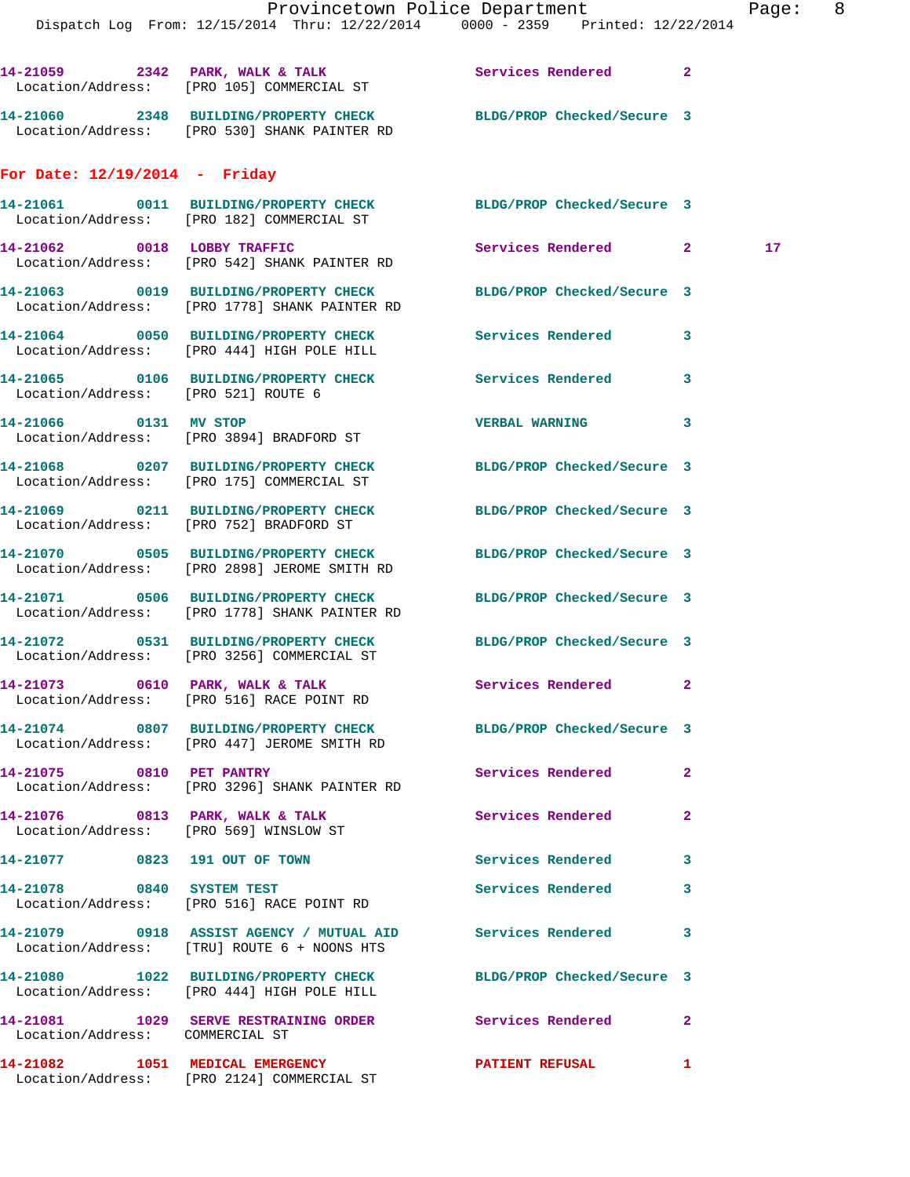14-21059 2342 PARK, WALK & TALK Services Rendered 2
Location/Address: [PRO 105] COMMERCIAL ST

14-21060 2348 BUILDING/PROPERTY CHECK BLDG/PROP Checked/Secure 3
Location/Address: [PRO 530] SHANK PAINTER RD

## For Date: 12/19/2014 - Friday

14-21061 0011 BUILDING/PROPERTY CHECK BLDG/PROP Checked/Secure 3
Location/Address: [PRO 182] COMMERCIAL ST

14-21062 0018 LOBBY TRAFFIC Services Rendered 2 17
Location/Address: [PRO 542] SHANK PAINTER RD

14-21063 0019 BUILDING/PROPERTY CHECK BLDG/PROP Checked/Secure 3
Location/Address: [PRO 1778] SHANK PAINTER RD

14-21064 0050 BUILDING/PROPERTY CHECK Services Rendered 3
Location/Address: [PRO 444] HIGH POLE HILL

14-21065 0106 BUILDING/PROPERTY CHECK Services Rendered 3
Location/Address: [PRO 521] ROUTE 6

14-21066 0131 MV STOP VERBAL WARNING 3
Location/Address: [PRO 3894] BRADFORD ST

14-21068 0207 BUILDING/PROPERTY CHECK BLDG/PROP Checked/Secure 3
Location/Address: [PRO 175] COMMERCIAL ST

14-21069 0211 BUILDING/PROPERTY CHECK BLDG/PROP Checked/Secure 3
Location/Address: [PRO 752] BRADFORD ST

14-21070 0505 BUILDING/PROPERTY CHECK BLDG/PROP Checked/Secure 3
Location/Address: [PRO 2898] JEROME SMITH RD

14-21071 0506 BUILDING/PROPERTY CHECK BLDG/PROP Checked/Secure 3
Location/Address: [PRO 1778] SHANK PAINTER RD

14-21072 0531 BUILDING/PROPERTY CHECK BLDG/PROP Checked/Secure 3
Location/Address: [PRO 3256] COMMERCIAL ST

14-21073 0610 PARK, WALK & TALK Services Rendered 2
Location/Address: [PRO 516] RACE POINT RD

14-21074 0807 BUILDING/PROPERTY CHECK BLDG/PROP Checked/Secure 3
Location/Address: [PRO 447] JEROME SMITH RD

14-21075 0810 PET PANTRY Services Rendered 2
Location/Address: [PRO 3296] SHANK PAINTER RD

14-21076 0813 PARK, WALK & TALK Services Rendered 2
Location/Address: [PRO 569] WINSLOW ST

14-21077 0823 191 OUT OF TOWN Services Rendered 3

14-21078 0840 SYSTEM TEST Services Rendered 3
Location/Address: [PRO 516] RACE POINT RD

14-21079 0918 ASSIST AGENCY / MUTUAL AID Services Rendered 3
Location/Address: [TRU] ROUTE 6 + NOONS HTS

14-21080 1022 BUILDING/PROPERTY CHECK BLDG/PROP Checked/Secure 3
Location/Address: [PRO 444] HIGH POLE HILL

14-21081 1029 SERVE RESTRAINING ORDER Services Rendered 2
Location/Address: COMMERCIAL ST

14-21082 1051 MEDICAL EMERGENCY PATIENT REFUSAL 1
Location/Address: [PRO 2124] COMMERCIAL ST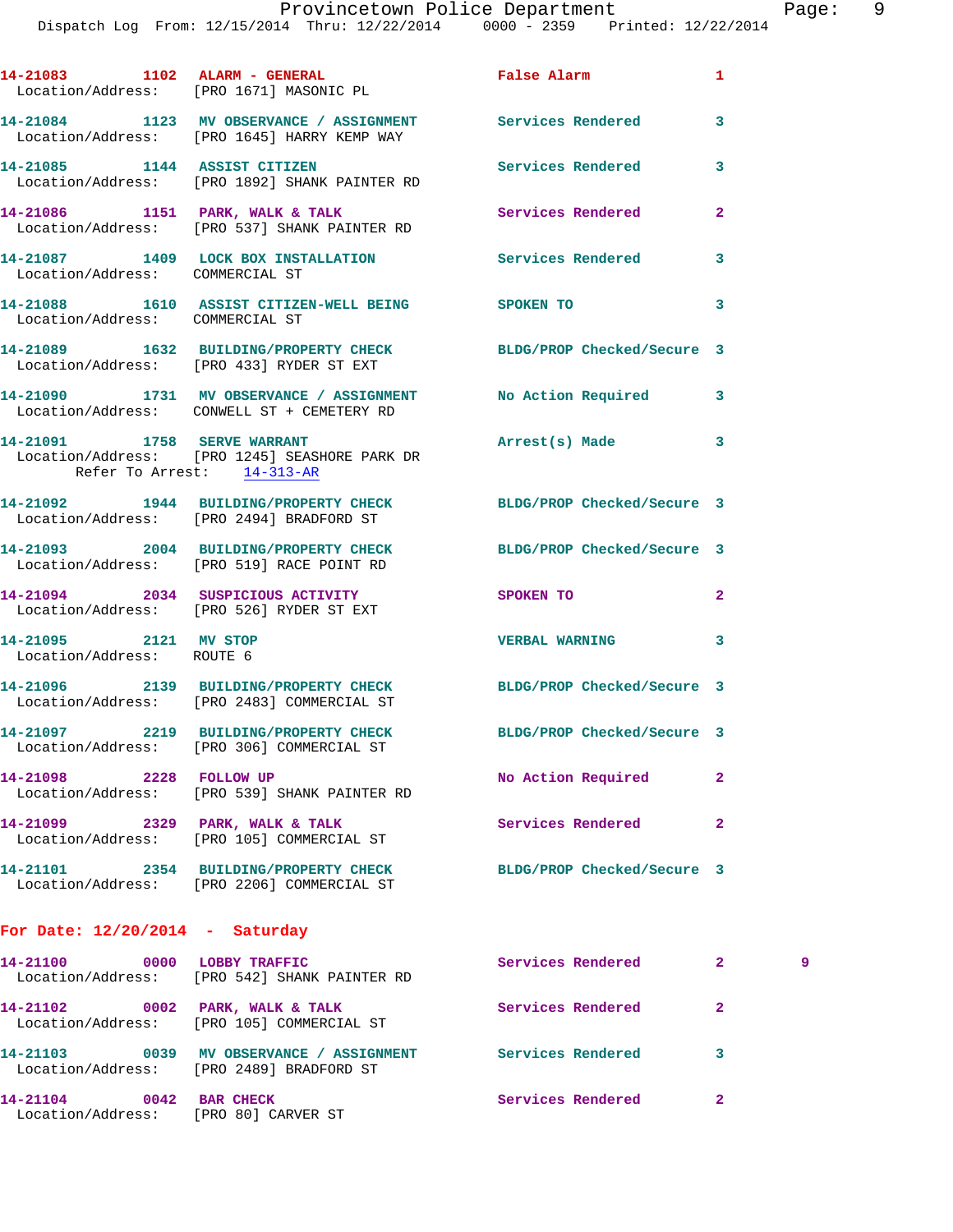14-21083 1102 ALARM - GENERAL False Alarm 1
Location/Address: [PRO 1671] MASONIC PL

14-21084 1123 MV OBSERVANCE / ASSIGNMENT Services Rendered 3
Location/Address: [PRO 1645] HARRY KEMP WAY

14-21085 1144 ASSIST CITIZEN Services Rendered 3
Location/Address: [PRO 1892] SHANK PAINTER RD

14-21086 1151 PARK, WALK & TALK Services Rendered 2
Location/Address: [PRO 537] SHANK PAINTER RD

14-21087 1409 LOCK BOX INSTALLATION Services Rendered 3
Location/Address: COMMERCIAL ST

14-21088 1610 ASSIST CITIZEN-WELL BEING SPOKEN TO 3
Location/Address: COMMERCIAL ST

14-21089 1632 BUILDING/PROPERTY CHECK BLDG/PROP Checked/Secure 3
Location/Address: [PRO 433] RYDER ST EXT

14-21090 1731 MV OBSERVANCE / ASSIGNMENT No Action Required 3
Location/Address: CONWELL ST + CEMETERY RD

14-21091 1758 SERVE WARRANT Arrest(s) Made 3
Location/Address: [PRO 1245] SEASHORE PARK DR
Refer To Arrest: 14-313-AR

14-21092 1944 BUILDING/PROPERTY CHECK BLDG/PROP Checked/Secure 3
Location/Address: [PRO 2494] BRADFORD ST

14-21093 2004 BUILDING/PROPERTY CHECK BLDG/PROP Checked/Secure 3
Location/Address: [PRO 519] RACE POINT RD

14-21094 2034 SUSPICIOUS ACTIVITY SPOKEN TO 2
Location/Address: [PRO 526] RYDER ST EXT

14-21095 2121 MV STOP VERBAL WARNING 3
Location/Address: ROUTE 6

14-21096 2139 BUILDING/PROPERTY CHECK BLDG/PROP Checked/Secure 3
Location/Address: [PRO 2483] COMMERCIAL ST

14-21097 2219 BUILDING/PROPERTY CHECK BLDG/PROP Checked/Secure 3
Location/Address: [PRO 306] COMMERCIAL ST

14-21098 2228 FOLLOW UP No Action Required 2
Location/Address: [PRO 539] SHANK PAINTER RD

14-21099 2329 PARK, WALK & TALK Services Rendered 2
Location/Address: [PRO 105] COMMERCIAL ST

14-21101 2354 BUILDING/PROPERTY CHECK BLDG/PROP Checked/Secure 3
Location/Address: [PRO 2206] COMMERCIAL ST

## For Date: 12/20/2014 - Saturday

14-21100 0000 LOBBY TRAFFIC Services Rendered 2 9
Location/Address: [PRO 542] SHANK PAINTER RD

14-21102 0002 PARK, WALK & TALK Services Rendered 2
Location/Address: [PRO 105] COMMERCIAL ST

14-21103 0039 MV OBSERVANCE / ASSIGNMENT Services Rendered 3
Location/Address: [PRO 2489] BRADFORD ST

14-21104 0042 BAR CHECK Services Rendered 2
Location/Address: [PRO 80] CARVER ST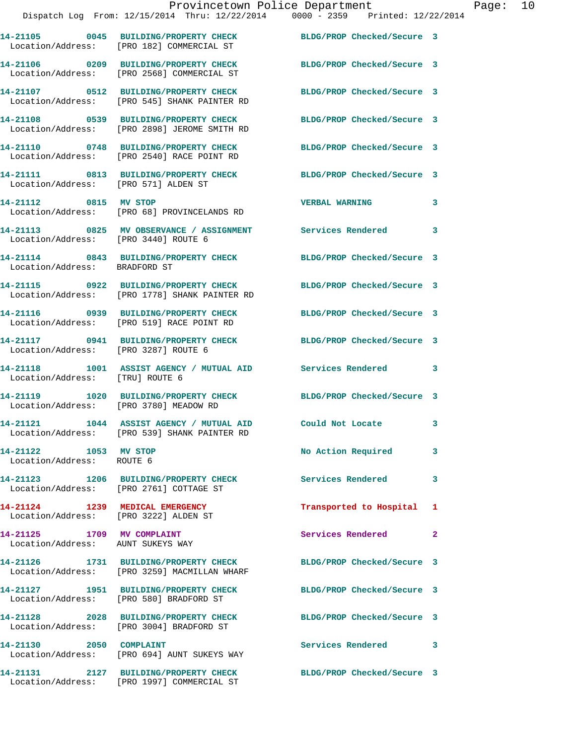14-21105 0045 BUILDING/PROPERTY CHECK BLDG/PROP Checked/Secure 3
Location/Address: [PRO 182] COMMERCIAL ST

14-21106 0209 BUILDING/PROPERTY CHECK BLDG/PROP Checked/Secure 3
Location/Address: [PRO 2568] COMMERCIAL ST

14-21107 0512 BUILDING/PROPERTY CHECK BLDG/PROP Checked/Secure 3
Location/Address: [PRO 545] SHANK PAINTER RD

14-21108 0539 BUILDING/PROPERTY CHECK BLDG/PROP Checked/Secure 3
Location/Address: [PRO 2898] JEROME SMITH RD

14-21110 0748 BUILDING/PROPERTY CHECK BLDG/PROP Checked/Secure 3
Location/Address: [PRO 2540] RACE POINT RD

14-21111 0813 BUILDING/PROPERTY CHECK BLDG/PROP Checked/Secure 3
Location/Address: [PRO 571] ALDEN ST

14-21112 0815 MV STOP VERBAL WARNING 3
Location/Address: [PRO 68] PROVINCELANDS RD

14-21113 0825 MV OBSERVANCE / ASSIGNMENT Services Rendered 3
Location/Address: [PRO 3440] ROUTE 6

14-21114 0843 BUILDING/PROPERTY CHECK BLDG/PROP Checked/Secure 3
Location/Address: BRADFORD ST

14-21115 0922 BUILDING/PROPERTY CHECK BLDG/PROP Checked/Secure 3
Location/Address: [PRO 1778] SHANK PAINTER RD

14-21116 0939 BUILDING/PROPERTY CHECK BLDG/PROP Checked/Secure 3
Location/Address: [PRO 519] RACE POINT RD

14-21117 0941 BUILDING/PROPERTY CHECK BLDG/PROP Checked/Secure 3
Location/Address: [PRO 3287] ROUTE 6

14-21118 1001 ASSIST AGENCY / MUTUAL AID Services Rendered 3
Location/Address: [TRU] ROUTE 6

14-21119 1020 BUILDING/PROPERTY CHECK BLDG/PROP Checked/Secure 3
Location/Address: [PRO 3780] MEADOW RD

14-21121 1044 ASSIST AGENCY / MUTUAL AID Could Not Locate 3
Location/Address: [PRO 539] SHANK PAINTER RD

14-21122 1053 MV STOP No Action Required 3
Location/Address: ROUTE 6

14-21123 1206 BUILDING/PROPERTY CHECK Services Rendered 3
Location/Address: [PRO 2761] COTTAGE ST

14-21124 1239 MEDICAL EMERGENCY Transported to Hospital 1
Location/Address: [PRO 3222] ALDEN ST

14-21125 1709 MV COMPLAINT Services Rendered 2
Location/Address: AUNT SUKEYS WAY

14-21126 1731 BUILDING/PROPERTY CHECK BLDG/PROP Checked/Secure 3
Location/Address: [PRO 3259] MACMILLAN WHARF

14-21127 1951 BUILDING/PROPERTY CHECK BLDG/PROP Checked/Secure 3
Location/Address: [PRO 580] BRADFORD ST

14-21128 2028 BUILDING/PROPERTY CHECK BLDG/PROP Checked/Secure 3
Location/Address: [PRO 3004] BRADFORD ST

14-21130 2050 COMPLAINT Services Rendered 3
Location/Address: [PRO 694] AUNT SUKEYS WAY

14-21131 2127 BUILDING/PROPERTY CHECK BLDG/PROP Checked/Secure 3
Location/Address: [PRO 1997] COMMERCIAL ST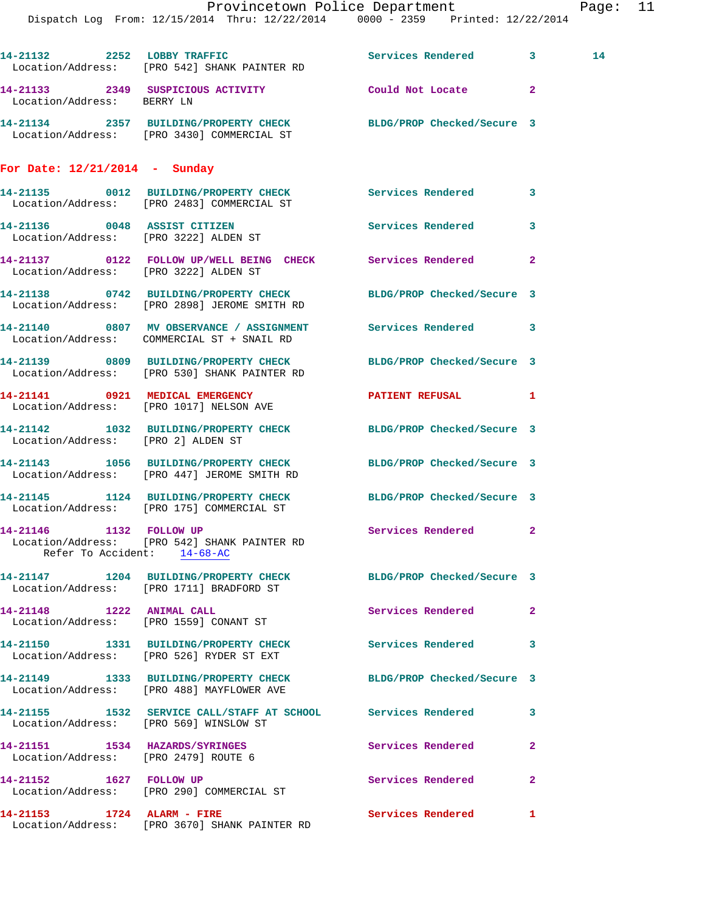| Call # | Time | Call Reason | Action | Priority | |
|---|---|---|---|---|---|
| 14-21132 | 2252 | LOBBY TRAFFIC | Services Rendered | 3 | 14 |
| Location/Address: | | [PRO 542] SHANK PAINTER RD | | | |
| 14-21133 | 2349 | SUSPICIOUS ACTIVITY | Could Not Locate | 2 | |
| Location/Address: | | BERRY LN | | | |
| 14-21134 | 2357 | BUILDING/PROPERTY CHECK | BLDG/PROP Checked/Secure | 3 | |
| Location/Address: | | [PRO 3430] COMMERCIAL ST | | | |

## For Date: 12/21/2014 - Sunday

| Call # | Time | Call Reason | Action | Priority |
|---|---|---|---|---|
| 14-21135 | 0012 | BUILDING/PROPERTY CHECK | Services Rendered | 3 |
| Location/Address: | | [PRO 2483] COMMERCIAL ST | | |
| 14-21136 | 0048 | ASSIST CITIZEN | Services Rendered | 3 |
| Location/Address: | | [PRO 3222] ALDEN ST | | |
| 14-21137 | 0122 | FOLLOW UP/WELL BEING CHECK | Services Rendered | 2 |
| Location/Address: | | [PRO 3222] ALDEN ST | | |
| 14-21138 | 0742 | BUILDING/PROPERTY CHECK | BLDG/PROP Checked/Secure | 3 |
| Location/Address: | | [PRO 2898] JEROME SMITH RD | | |
| 14-21140 | 0807 | MV OBSERVANCE / ASSIGNMENT | Services Rendered | 3 |
| Location/Address: | | COMMERCIAL ST + SNAIL RD | | |
| 14-21139 | 0809 | BUILDING/PROPERTY CHECK | BLDG/PROP Checked/Secure | 3 |
| Location/Address: | | [PRO 530] SHANK PAINTER RD | | |
| 14-21141 | 0921 | MEDICAL EMERGENCY | PATIENT REFUSAL | 1 |
| Location/Address: | | [PRO 1017] NELSON AVE | | |
| 14-21142 | 1032 | BUILDING/PROPERTY CHECK | BLDG/PROP Checked/Secure | 3 |
| Location/Address: | | [PRO 2] ALDEN ST | | |
| 14-21143 | 1056 | BUILDING/PROPERTY CHECK | BLDG/PROP Checked/Secure | 3 |
| Location/Address: | | [PRO 447] JEROME SMITH RD | | |
| 14-21145 | 1124 | BUILDING/PROPERTY CHECK | BLDG/PROP Checked/Secure | 3 |
| Location/Address: | | [PRO 175] COMMERCIAL ST | | |
| 14-21146 | 1132 | FOLLOW UP | Services Rendered | 2 |
| Location/Address: | | [PRO 542] SHANK PAINTER RD | | |
| Refer To Accident: | | 14-68-AC | | |
| 14-21147 | 1204 | BUILDING/PROPERTY CHECK | BLDG/PROP Checked/Secure | 3 |
| Location/Address: | | [PRO 1711] BRADFORD ST | | |
| 14-21148 | 1222 | ANIMAL CALL | Services Rendered | 2 |
| Location/Address: | | [PRO 1559] CONANT ST | | |
| 14-21150 | 1331 | BUILDING/PROPERTY CHECK | Services Rendered | 3 |
| Location/Address: | | [PRO 526] RYDER ST EXT | | |
| 14-21149 | 1333 | BUILDING/PROPERTY CHECK | BLDG/PROP Checked/Secure | 3 |
| Location/Address: | | [PRO 488] MAYFLOWER AVE | | |
| 14-21155 | 1532 | SERVICE CALL/STAFF AT SCHOOL | Services Rendered | 3 |
| Location/Address: | | [PRO 569] WINSLOW ST | | |
| 14-21151 | 1534 | HAZARDS/SYRINGES | Services Rendered | 2 |
| Location/Address: | | [PRO 2479] ROUTE 6 | | |
| 14-21152 | 1627 | FOLLOW UP | Services Rendered | 2 |
| Location/Address: | | [PRO 290] COMMERCIAL ST | | |
| 14-21153 | 1724 | ALARM - FIRE | Services Rendered | 1 |
| Location/Address: | | [PRO 3670] SHANK PAINTER RD | | |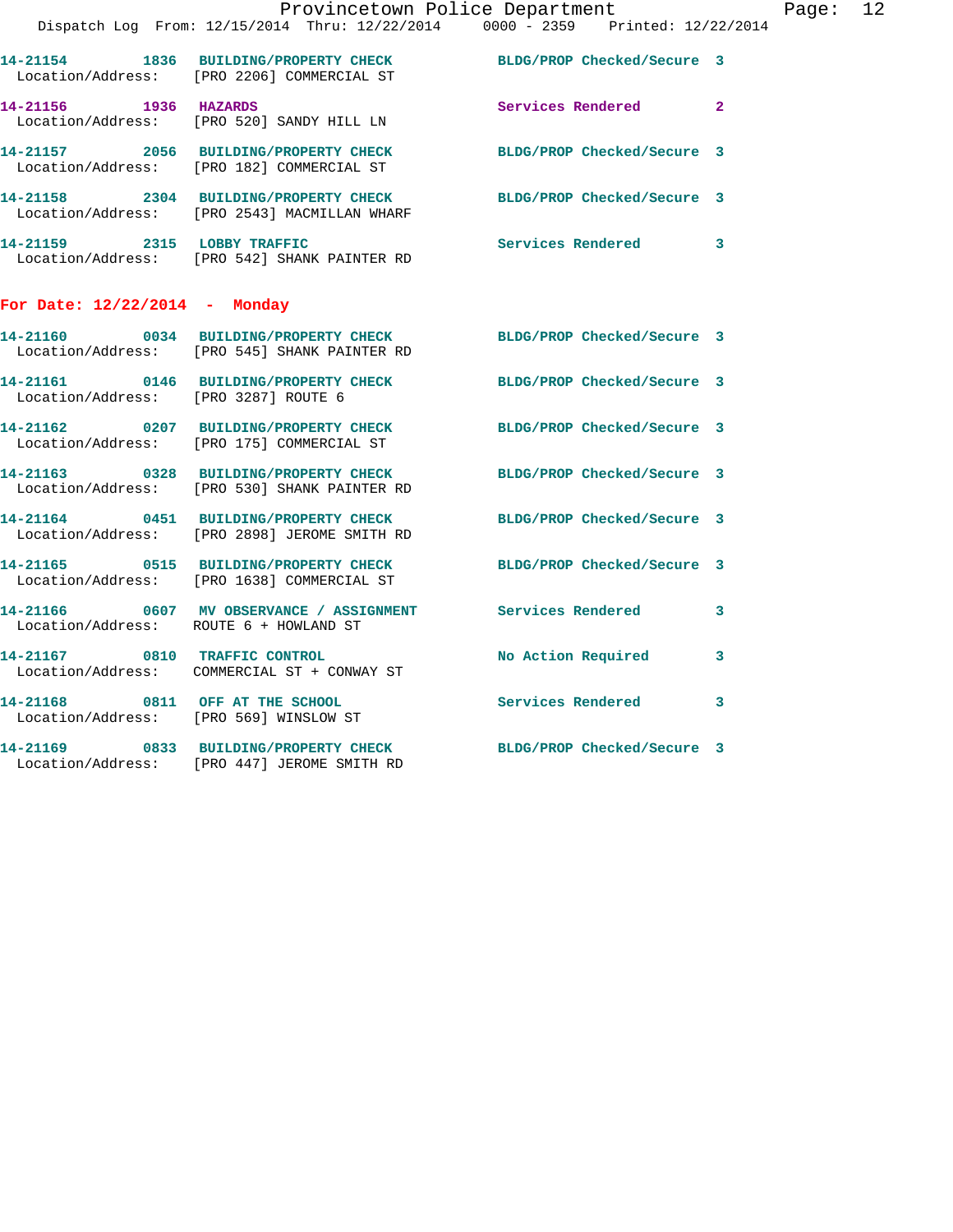14-21154 1836 BUILDING/PROPERTY CHECK BLDG/PROP Checked/Secure 3
Location/Address: [PRO 2206] COMMERCIAL ST

14-21156 1936 HAZARDS Services Rendered 2
Location/Address: [PRO 520] SANDY HILL LN

14-21157 2056 BUILDING/PROPERTY CHECK BLDG/PROP Checked/Secure 3
Location/Address: [PRO 182] COMMERCIAL ST

14-21158 2304 BUILDING/PROPERTY CHECK BLDG/PROP Checked/Secure 3
Location/Address: [PRO 2543] MACMILLAN WHARF

14-21159 2315 LOBBY TRAFFIC Services Rendered 3
Location/Address: [PRO 542] SHANK PAINTER RD

**For Date: 12/22/2014 - Monday**

14-21160 0034 BUILDING/PROPERTY CHECK BLDG/PROP Checked/Secure 3
Location/Address: [PRO 545] SHANK PAINTER RD

14-21161 0146 BUILDING/PROPERTY CHECK BLDG/PROP Checked/Secure 3
Location/Address: [PRO 3287] ROUTE 6

14-21162 0207 BUILDING/PROPERTY CHECK BLDG/PROP Checked/Secure 3
Location/Address: [PRO 175] COMMERCIAL ST

14-21163 0328 BUILDING/PROPERTY CHECK BLDG/PROP Checked/Secure 3
Location/Address: [PRO 530] SHANK PAINTER RD

14-21164 0451 BUILDING/PROPERTY CHECK BLDG/PROP Checked/Secure 3
Location/Address: [PRO 2898] JEROME SMITH RD

14-21165 0515 BUILDING/PROPERTY CHECK BLDG/PROP Checked/Secure 3
Location/Address: [PRO 1638] COMMERCIAL ST

14-21166 0607 MV OBSERVANCE / ASSIGNMENT Services Rendered 3
Location/Address: ROUTE 6 + HOWLAND ST

14-21167 0810 TRAFFIC CONTROL No Action Required 3
Location/Address: COMMERCIAL ST + CONWAY ST

14-21168 0811 OFF AT THE SCHOOL Services Rendered 3
Location/Address: [PRO 569] WINSLOW ST

14-21169 0833 BUILDING/PROPERTY CHECK BLDG/PROP Checked/Secure 3
Location/Address: [PRO 447] JEROME SMITH RD